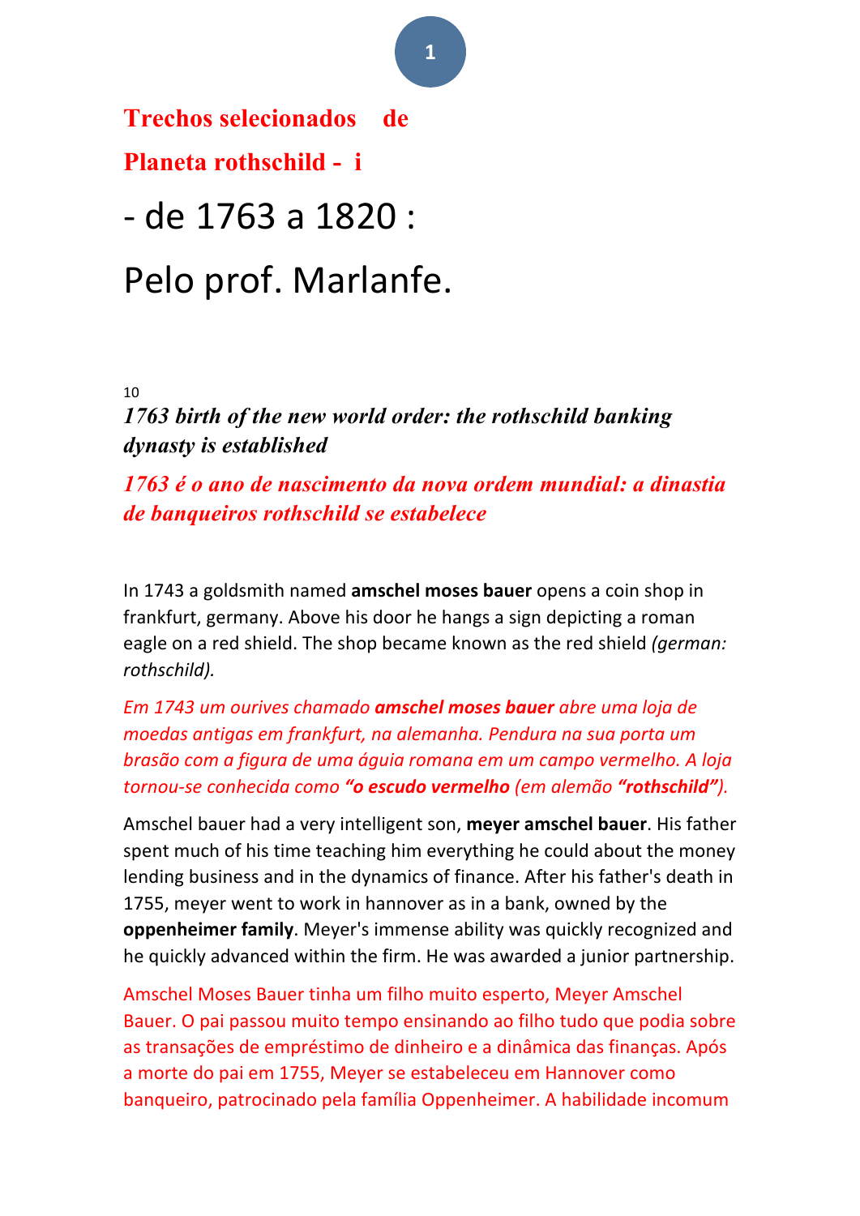# Trechos selecionados de

# Planeta rothschild - i

## - de 1763 a 1820 :

## Pelo prof. Marlanfe.

10

### *1763 birth of the new world order: the rothschild banking dynasty is established*

### *1763 é o ano de nascimento da nova ordem mundial: a dinastia de banqueiros rothschild se estabelece*

In 1743 a goldsmith named **amschel moses bauer** opens a coin shop in frankfurt, germany. Above his door he hangs a sign depicting a roman eagle on a red shield. The shop became known as the red shield *(german: rothschild).*

*Em 1743 um ourives chamado **amschel moses bauer** abre uma loja de moedas antigas em frankfurt, na alemanha. Pendura na sua porta um brasão com a figura de uma águia romana em um campo vermelho. A loja tornou-se conhecida como **"o escudo vermelho"** (em alemão **"rothschild"**).*

Amschel bauer had a very intelligent son, **meyer amschel bauer**. His father spent much of his time teaching him everything he could about the money lending business and in the dynamics of finance. After his father's death in 1755, meyer went to work in hannover as in a bank, owned by the **oppenheimer family**. Meyer's immense ability was quickly recognized and he quickly advanced within the firm. He was awarded a junior partnership.

Amschel Moses Bauer tinha um filho muito esperto, Meyer Amschel Bauer. O pai passou muito tempo ensinando ao filho tudo que podia sobre as transações de empréstimo de dinheiro e a dinâmica das finanças. Após a morte do pai em 1755, Meyer se estabeleceu em Hannover como banqueiro, patrocinado pela família Oppenheimer. A habilidade incomum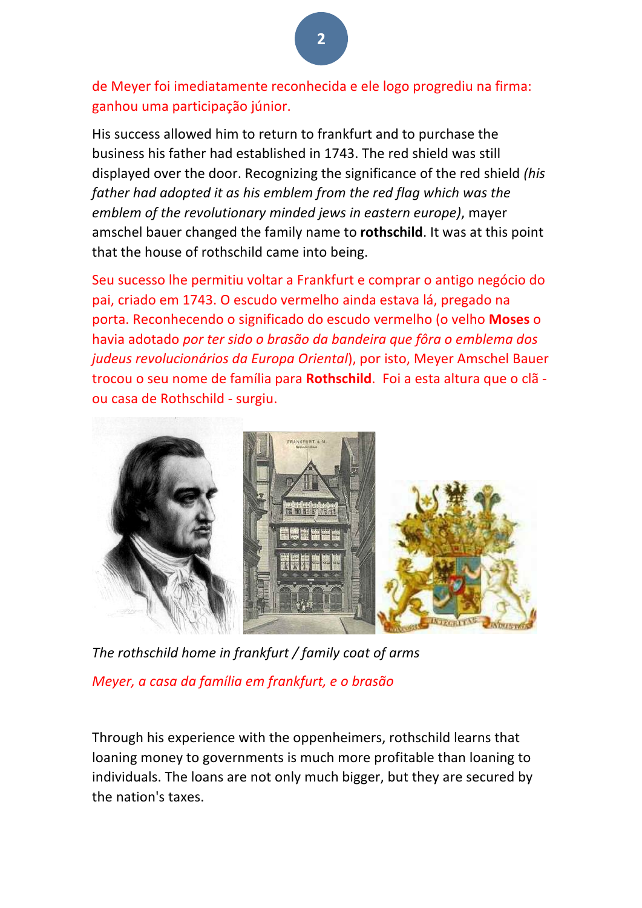de Meyer foi imediatamente reconhecida e ele logo progrediu na firma: ganhou uma participação júnior.

His success allowed him to return to frankfurt and to purchase the business his father had established in 1743. The red shield was still displayed over the door. Recognizing the significance of the red shield *(his father had adopted it as his emblem from the red flag which was the emblem of the revolutionary minded jews in eastern europe)*, mayer amschel bauer changed the family name to **rothschild**. It was at this point that the house of rothschild came into being.

Seu sucesso lhe permitiu voltar a Frankfurt e comprar o antigo negócio do pai, criado em 1743. O escudo vermelho ainda estava lá, pregado na porta. Reconhecendo o significado do escudo vermelho (o velho **Moses** o havia adotado *por ter sido o brasão da bandeira que fôra o emblema dos judeus revolucionários da Europa Oriental*), por isto, Meyer Amschel Bauer trocou o seu nome de família para **Rothschild**. Foi a esta altura que o clã - ou casa de Rothschild - surgiu.

*The rothschild home in frankfurt / family coat of arms*

*Meyer, a casa da família em frankfurt, e o brasão*

Through his experience with the oppenheimers, rothschild learns that loaning money to governments is much more profitable than loaning to individuals. The loans are not only much bigger, but they are secured by the nation's taxes.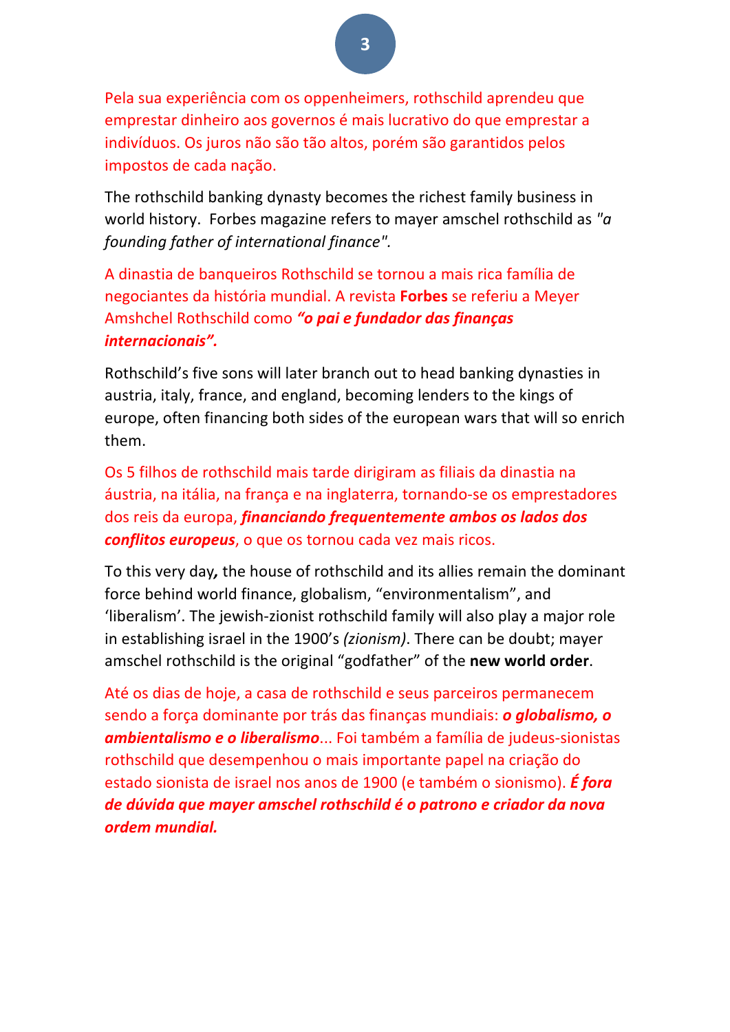Pela sua experiência com os oppenheimers, rothschild aprendeu que emprestar dinheiro aos governos é mais lucrativo do que emprestar a indivíduos. Os juros não são tão altos, porém são garantidos pelos impostos de cada nação.

The rothschild banking dynasty becomes the richest family business in world history. Forbes magazine refers to mayer amschel rothschild as *"a founding father of international finance".*

A dinastia de banqueiros Rothschild se tornou a mais rica família de negociantes da história mundial. A revista **Forbes** se referiu a Meyer Amshchel Rothschild como ***"o pai e fundador das finanças internacionais".***

Rothschild's five sons will later branch out to head banking dynasties in austria, italy, france, and england, becoming lenders to the kings of europe, often financing both sides of the european wars that will so enrich them.

Os 5 filhos de rothschild mais tarde dirigiram as filiais da dinastia na áustria, na itália, na frança e na inglaterra, tornando-se os emprestadores dos reis da europa, ***financiando frequentemente ambos os lados dos conflitos europeus***, o que os tornou cada vez mais ricos.

To this very day***,*** the house of rothschild and its allies remain the dominant force behind world finance, globalism, "environmentalism", and 'liberalism'. The jewish-zionist rothschild family will also play a major role in establishing israel in the 1900's *(zionism)*. There can be doubt; mayer amschel rothschild is the original "godfather" of the **new world order**.

Até os dias de hoje, a casa de rothschild e seus parceiros permanecem sendo a força dominante por trás das finanças mundiais: ***o globalismo, o ambientalismo e o liberalismo***... Foi também a família de judeus-sionistas rothschild que desempenhou o mais importante papel na criação do estado sionista de israel nos anos de 1900 (e também o sionismo). ***É fora de dúvida que mayer amschel rothschild é o patrono e criador da nova ordem mundial.***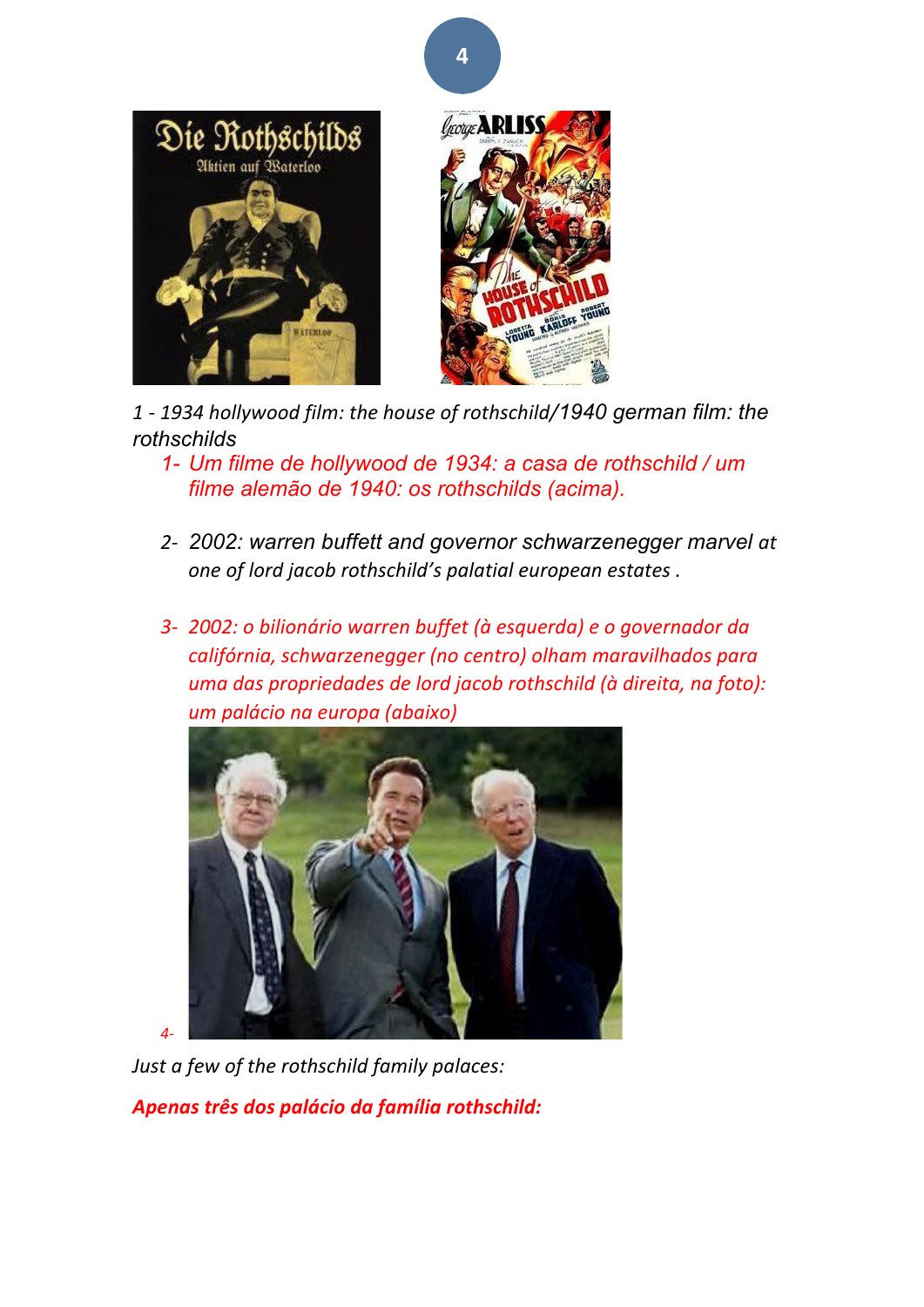1 - 1934 hollywood film: the house of rothschild/1940 german film: the rothschilds

1- Um filme de hollywood de 1934: a casa de rothschild / um filme alemão de 1940: os rothschilds (acima).

2- 2002: warren buffett and governor schwarzenegger marvel at one of lord jacob rothschild's palatial european estates .

3- 2002: o bilionário warren buffet (à esquerda) e o governador da califórnia, schwarzenegger (no centro) olham maravilhados para uma das propriedades de lord jacob rothschild (à direita, na foto): um palácio na europa (abaixo)

4-

Just a few of the rothschild family palaces:

**Apenas três dos palácio da família rothschild:**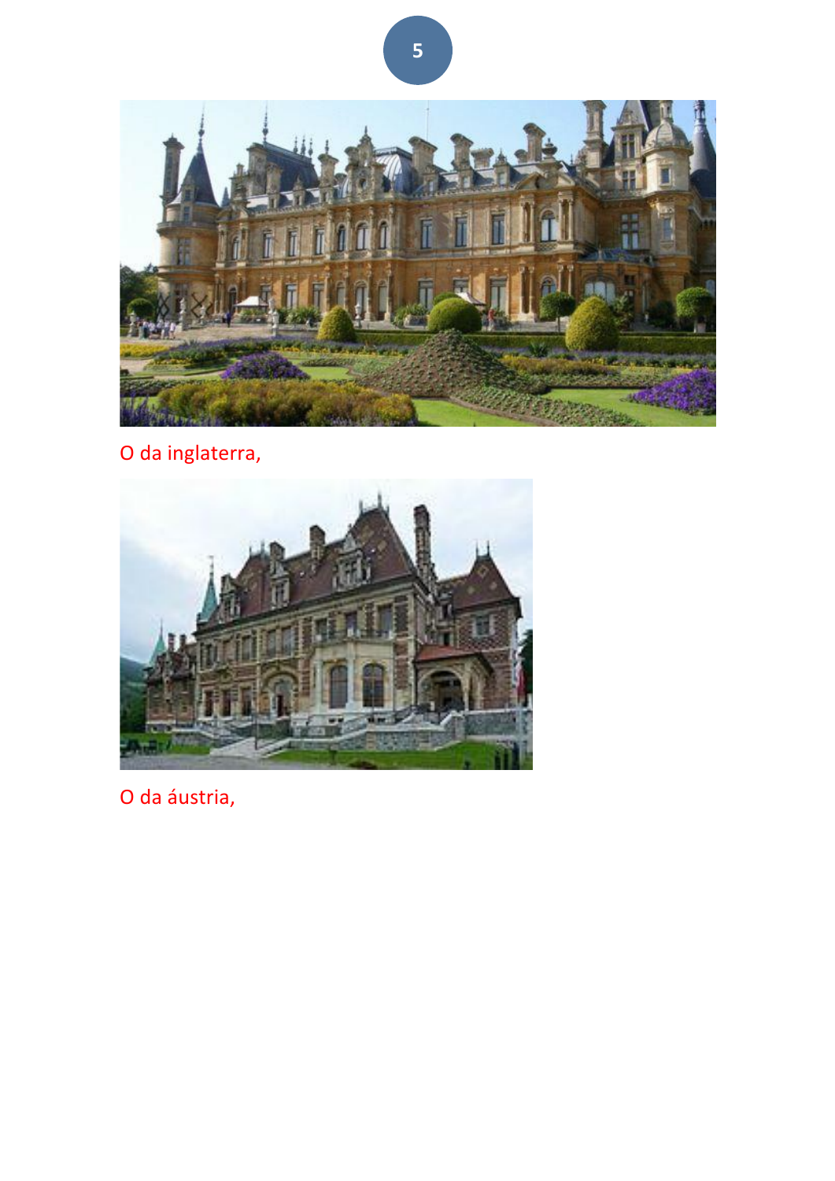O da inglaterra,

O da áustria,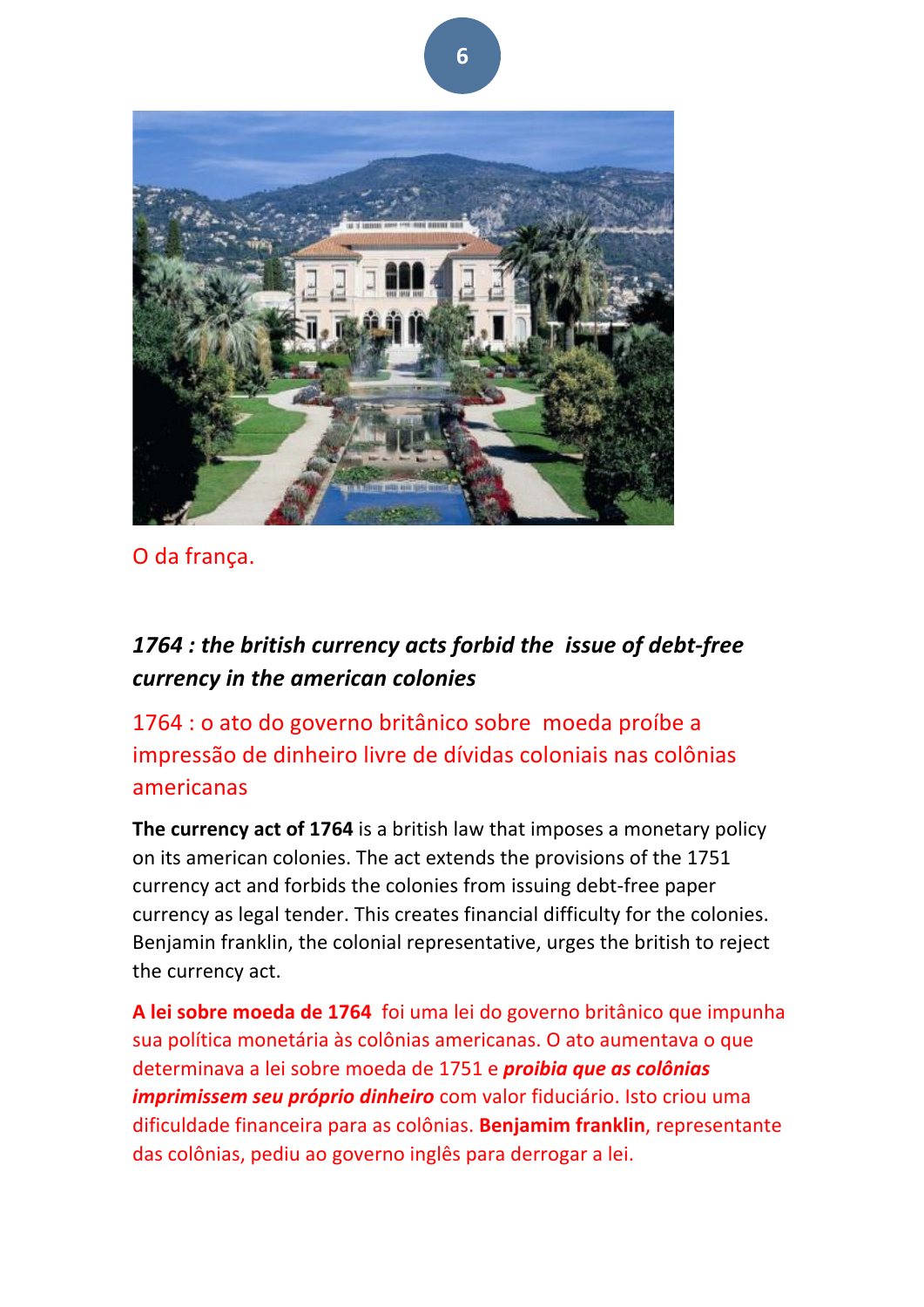O da frança.

***1764 : the british currency acts forbid the issue of debt-free currency in the american colonies***

1764 : o ato do governo britânico sobre moeda proíbe a impressão de dinheiro livre de dívidas coloniais nas colônias americanas

**The currency act of 1764** is a british law that imposes a monetary policy on its american colonies. The act extends the provisions of the 1751 currency act and forbids the colonies from issuing debt-free paper currency as legal tender. This creates financial difficulty for the colonies. Benjamin franklin, the colonial representative, urges the british to reject the currency act.

**A lei sobre moeda de 1764** foi uma lei do governo britânico que impunha sua política monetária às colônias americanas. O ato aumentava o que determinava a lei sobre moeda de 1751 e ***proibia que as colônias imprimissem seu próprio dinheiro*** com valor fiduciário. Isto criou uma dificuldade financeira para as colônias. **Benjamim franklin**, representante das colônias, pediu ao governo inglês para derrogar a lei.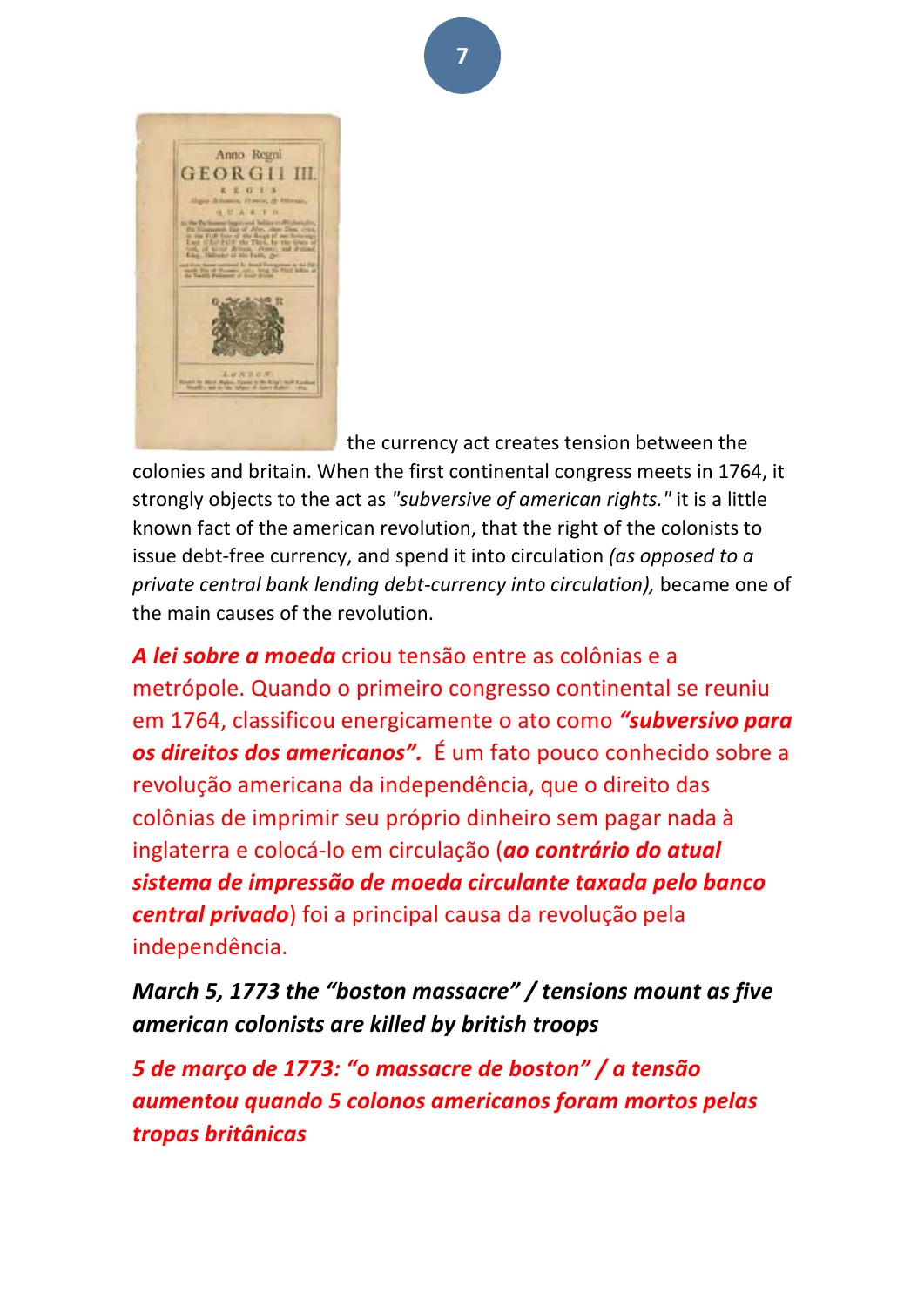the currency act creates tension between the colonies and britain. When the first continental congress meets in 1764, it strongly objects to the act as *"subversive of american rights."* it is a little known fact of the american revolution, that the right of the colonists to issue debt-free currency, and spend it into circulation *(as opposed to a private central bank lending debt-currency into circulation),* became one of the main causes of the revolution.

***A lei sobre a moeda*** criou tensão entre as colônias e a metrópole. Quando o primeiro congresso continental se reuniu em 1764, classificou energicamente o ato como ***"subversivo para os direitos dos americanos".*** É um fato pouco conhecido sobre a revolução americana da independência, que o direito das colônias de imprimir seu próprio dinheiro sem pagar nada à inglaterra e colocá-lo em circulação (***ao contrário do atual sistema de impressão de moeda circulante taxada pelo banco central privado***) foi a principal causa da revolução pela independência.

***March 5, 1773 the "boston massacre" / tensions mount as five american colonists are killed by british troops***

***5 de março de 1773: "o massacre de boston" / a tensão aumentou quando 5 colonos americanos foram mortos pelas tropas britânicas***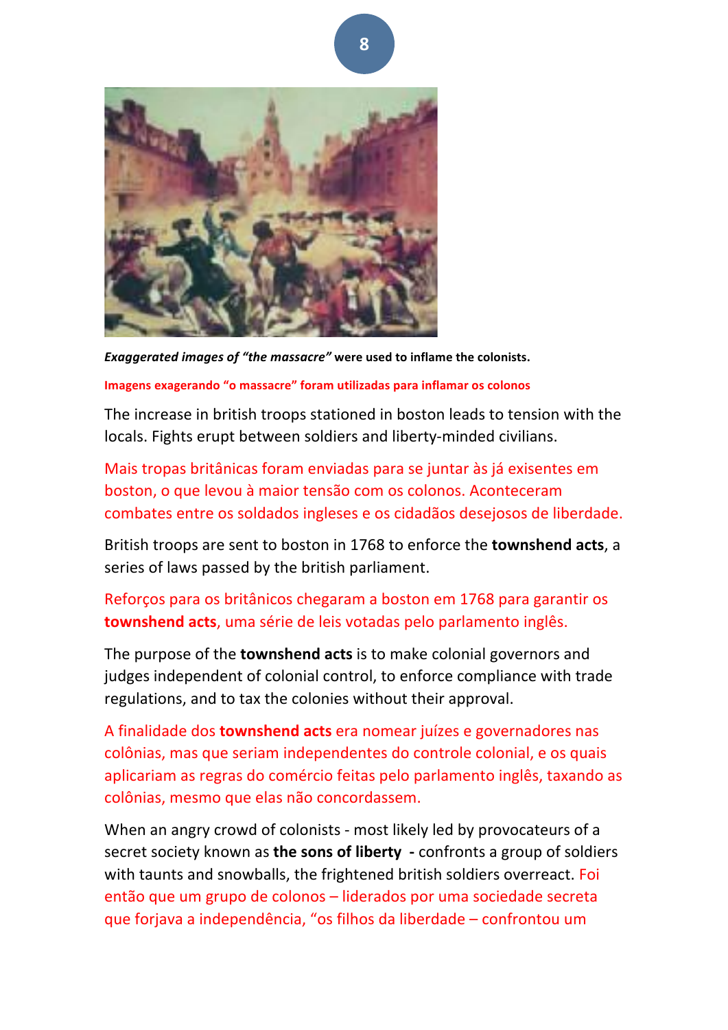***Exaggerated images of "the massacre"*** **were used to inflame the colonists.**

**Imagens exagerando "o massacre" foram utilizadas para inflamar os colonos**

The increase in british troops stationed in boston leads to tension with the locals. Fights erupt between soldiers and liberty-minded civilians.

Mais tropas britânicas foram enviadas para se juntar às já existentes em boston, o que levou à maior tensão com os colonos. Aconteceram combates entre os soldados ingleses e os cidadãos desejosos de liberdade.

British troops are sent to boston in 1768 to enforce the **townshend acts**, a series of laws passed by the british parliament.

Reforços para os britânicos chegaram a boston em 1768 para garantir os **townshend acts**, uma série de leis votadas pelo parlamento inglês.

The purpose of the **townshend acts** is to make colonial governors and judges independent of colonial control, to enforce compliance with trade regulations, and to tax the colonies without their approval.

A finalidade dos **townshend acts** era nomear juízes e governadores nas colônias, mas que seriam independentes do controle colonial, e os quais aplicariam as regras do comércio feitas pelo parlamento inglês, taxando as colônias, mesmo que elas não concordassem.

When an angry crowd of colonists - most likely led by provocateurs of a secret society known as **the sons of liberty -** confronts a group of soldiers with taunts and snowballs, the frightened british soldiers overreact. Foi então que um grupo de colonos – liderados por uma sociedade secreta que forjava a independência, "os filhos da liberdade – confrontou um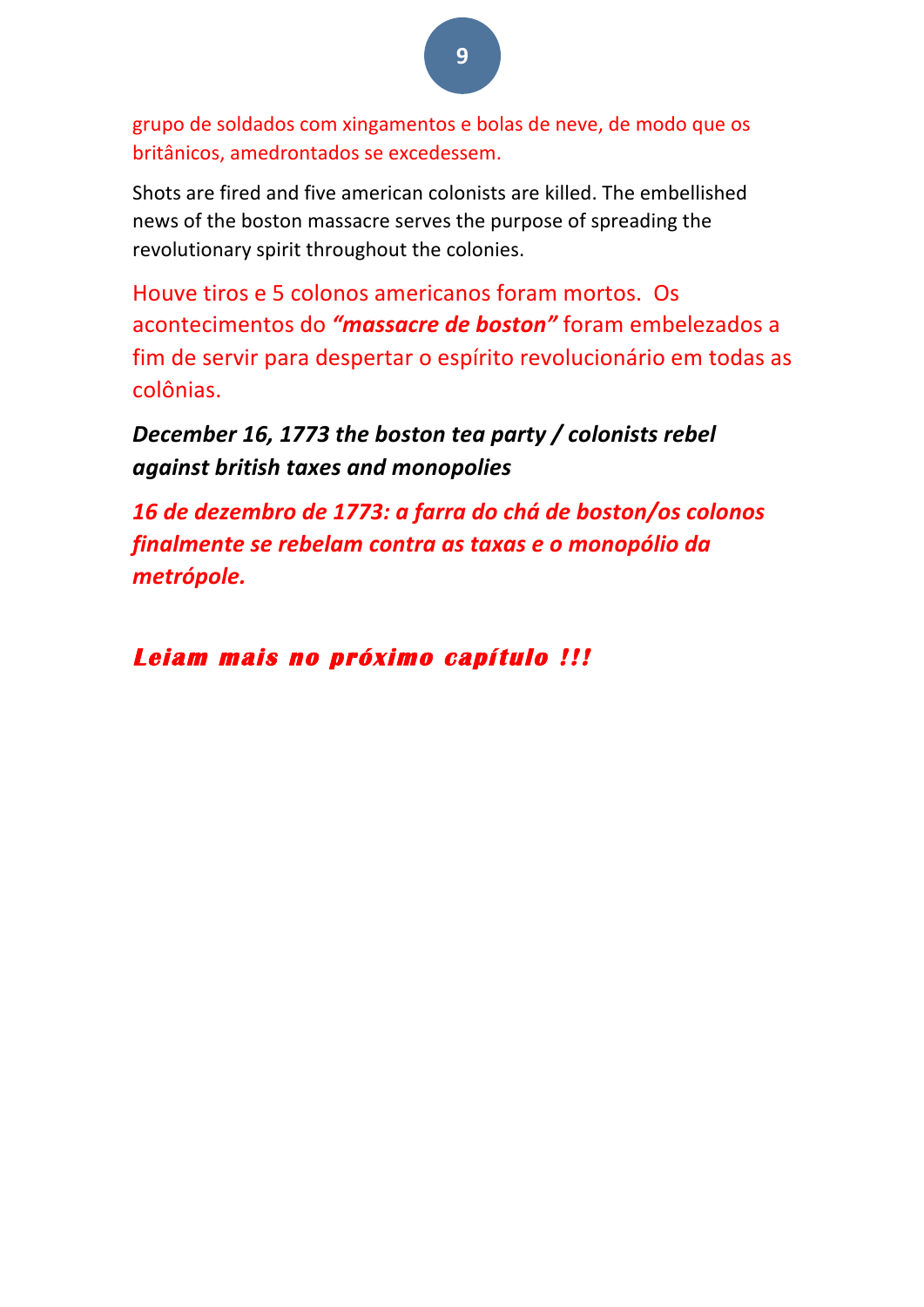grupo de soldados com xingamentos e bolas de neve, de modo que os britânicos, amedrontados se excedessem.

Shots are fired and five american colonists are killed. The embellished news of the boston massacre serves the purpose of spreading the revolutionary spirit throughout the colonies.

Houve tiros e 5 colonos americanos foram mortos. Os acontecimentos do ***"massacre de boston"*** foram embelezados a fim de servir para despertar o espírito revolucionário em todas as colônias.

***December 16, 1773 the boston tea party / colonists rebel against british taxes and monopolies***

***16 de dezembro de 1773: a farra do chá de boston/os colonos finalmente se rebelam contra as taxas e o monopólio da metrópole.***

***Leiam mais no próximo capítulo !!!***